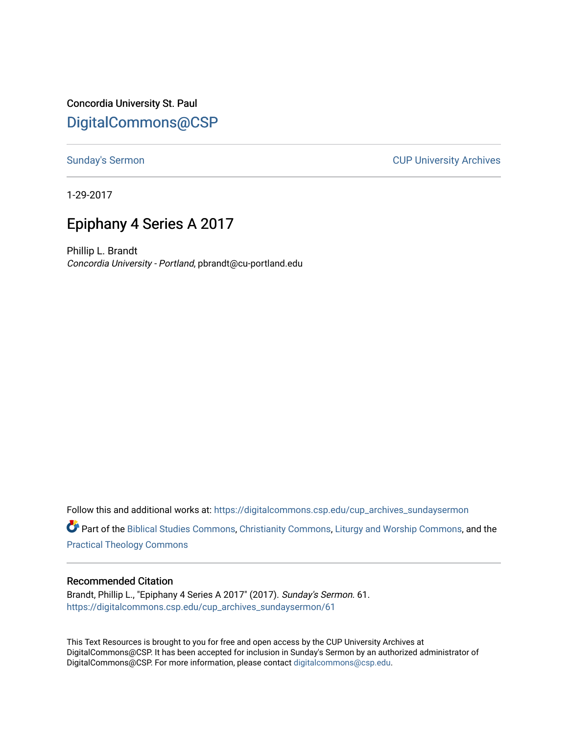Concordia University St. Paul

DigitalCommons@CSP

Sunday's Sermon

CUP University Archives

1-29-2017

# Epiphany 4 Series A 2017

Phillip L. Brandt

*Concordia University - Portland*, pbrandt@cu-portland.edu

Follow this and additional works at: https://digitalcommons.csp.edu/cup_archives_sundaysermon

Part of the Biblical Studies Commons, Christianity Commons, Liturgy and Worship Commons, and the Practical Theology Commons

## Recommended Citation

Brandt, Phillip L., "Epiphany 4 Series A 2017" (2017). *Sunday's Sermon*. 61.
https://digitalcommons.csp.edu/cup_archives_sundaysermon/61

This Text Resources is brought to you for free and open access by the CUP University Archives at DigitalCommons@CSP. It has been accepted for inclusion in Sunday's Sermon by an authorized administrator of DigitalCommons@CSP. For more information, please contact digitalcommons@csp.edu.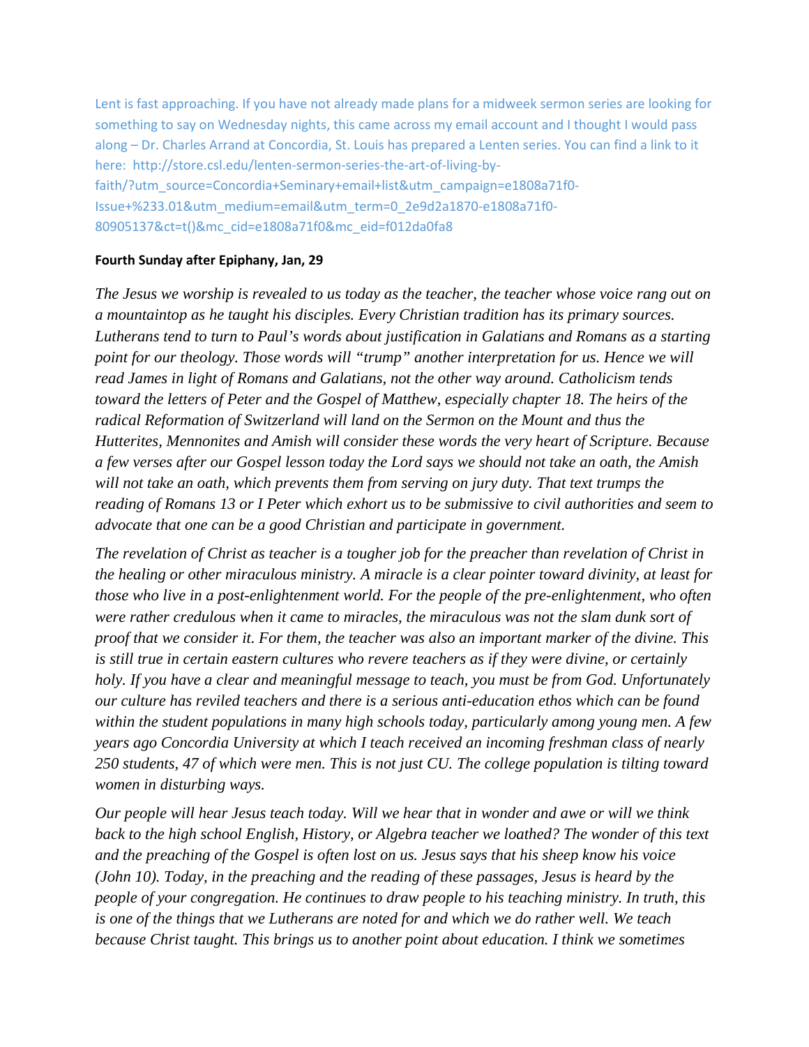Lent is fast approaching. If you have not already made plans for a midweek sermon series are looking for something to say on Wednesday nights, this came across my email account and I thought I would pass along – Dr. Charles Arrand at Concordia, St. Louis has prepared a Lentenseries. You can find a link to it here: http://store.csl.edu/lenten-sermon-series-the-art-of-living-by-faith/?utm_source=Concordia+Seminary+email+list&utm_campaign=e1808a71f0-Issue+%233.01&utm_medium=email&utm_term=0_2e9d2a1870-e1808a71f0-80905137&ct=t()&mc_cid=e1808a71f0&mc_eid=f012da0fa8

**Fourth Sunday after Epiphany, Jan, 29**

*The Jesus we worship is revealed to us today as the teacher, the teacher whose voice rang out on a mountaintop as he taught his disciples. Every Christian tradition has its primary sources. Lutherans tend to turn to Paul's words about justification in Galatians and Romans as a starting point for our theology. Those words will "trump" another interpretation for us. Hence we will read James in light of Romans and Galatians, not the other way around. Catholicism tends toward the letters of Peter and the Gospel of Matthew, especially chapter 18. The heirs of the radical Reformation of Switzerland will land on the Sermon on the Mount and thus the Hutterites, Mennonites and Amish will consider these words the very heart of Scripture. Because a few verses after our Gospel lesson today the Lord says we should not take an oath, the Amish will not take an oath, which prevents them from serving on jury duty. That text trumps the reading of Romans 13 or I Peter which exhort us to be submissive to civil authorities and seem to advocate that one can be a good Christian and participate in government.*

*The revelation of Christ as teacher is a tougher job for the preacher than revelation of Christ in the healing or other miraculous ministry. A miracle is a clear pointer toward divinity, at least for those who live in a post-enlightenment world. For the people of the pre-enlightenment, who often were rather credulous when it came to miracles, the miraculous was not the slam dunk sort of proof that we consider it. For them, the teacher was also an important marker of the divine. This is still true in certain eastern cultures who revere teachers as if they were divine, or certainly holy. If you have a clear and meaningful message to teach, you must be from God. Unfortunately our culture has reviled teachers and there is a serious anti-education ethos which can be found within the student populations in many high schools today, particularly among young men. A few years ago Concordia University at which I teach received an incoming freshman class of nearly 250 students, 47 of which were men. This is not just CU. The college population is tilting toward women in disturbing ways.*

*Our people will hear Jesus teach today. Will we hear that in wonder and awe or will we think back to the high school English, History, or Algebra teacher we loathed? The wonder of this text and the preaching of the Gospel is often lost on us. Jesus says that his sheep know his voice (John 10). Today, in the preaching and the reading of these passages, Jesus is heard by the people of your congregation. He continues to draw people to his teaching ministry. In truth, this is one of the things that we Lutherans are noted for and which we do rather well. We teach because Christ taught. This brings us to another point about education. I think we sometimes*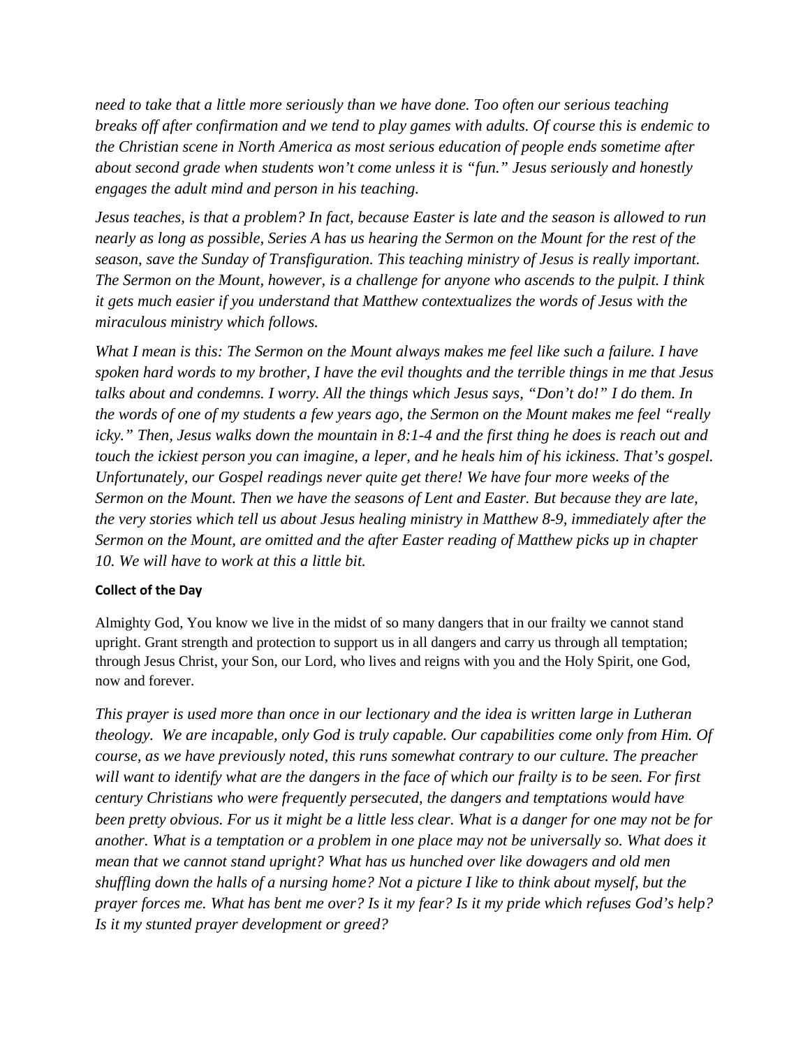*need to take that a little more seriously than we have done. Too often our serious teaching breaks off after confirmation and we tend to play games with adults. Of course this is endemic to the Christian scene in North America as most serious education of people ends sometime after about second grade when students won't come unless it is "fun." Jesus seriously and honestly engages the adult mind and person in his teaching.*

*Jesus teaches, is that a problem? In fact, because Easter is late and the season is allowed to run nearly as long as possible, Series A has us hearing the Sermon on the Mount for the rest of the season, save the Sunday of Transfiguration. This teaching ministry of Jesus is really important. The Sermon on the Mount, however, is a challenge for anyone who ascends to the pulpit. I think it gets much easier if you understand that Matthew contextualizes the words of Jesus with the miraculous ministry which follows.*

*What I mean is this: The Sermon on the Mount always makes me feel like such a failure. I have spoken hard words to my brother, I have the evil thoughts and the terrible things in me that Jesus talks about and condemns. I worry. All the things which Jesus says, "Don't do!" I do them. In the words of one of my students a few years ago, the Sermon on the Mount makes me feel "really icky." Then, Jesus walks down the mountain in 8:1-4 and the first thing he does is reach out and touch the ickiest person you can imagine, a leper, and he heals him of his ickiness. That's gospel. Unfortunately, our Gospel readings never quite get there! We have four more weeks of the Sermon on the Mount. Then we have the seasons of Lent and Easter. But because they are late, the very stories which tell us about Jesus healing ministry in Matthew 8-9, immediately after the Sermon on the Mount, are omitted and the after Easter reading of Matthew picks up in chapter 10. We will have to work at this a little bit.*

**Collect of the Day**

Almighty God, You know we live in the midst of so many dangers that in our frailty we cannot stand upright. Grant strength and protection to support us in all dangers and carry us through all temptation; through Jesus Christ, your Son, our Lord, who lives and reigns with you and the Holy Spirit, one God, now and forever.

*This prayer is used more than once in our lectionary and the idea is written large in Lutheran theology. We are incapable, only God is truly capable. Our capabilities come only from Him. Of course, as we have previously noted, this runs somewhat contrary to our culture. The preacher will want to identify what are the dangers in the face of which our frailty is to be seen. For first century Christians who were frequently persecuted, the dangers and temptations would have been pretty obvious. For us it might be a little less clear. What is a danger for one may not be for another. What is a temptation or a problem in one place may not be universally so. What does it mean that we cannot stand upright? What has us hunched over like dowagers and old men shuffling down the halls of a nursing home? Not a picture I like to think about myself, but the prayer forces me. What has bent me over? Is it my fear? Is it my pride which refuses God's help? Is it my stunted prayer development or greed?*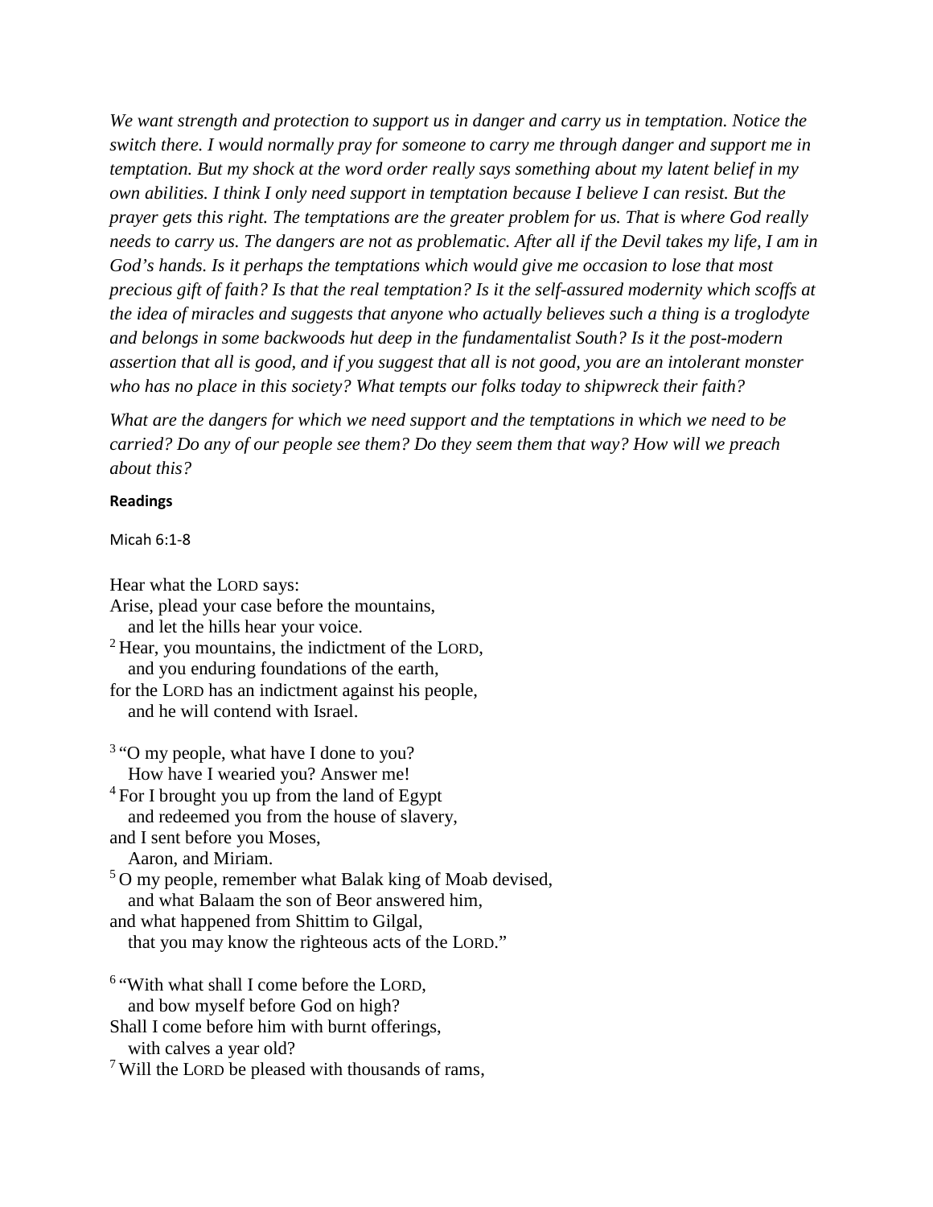*We want strength and protection to support us in danger and carry us in temptation. Notice the switch there. I would normally pray for someone to carry me through danger and support me in temptation. But my shock at the word order really says something about my latent belief in my own abilities. I think I only need support in temptation because I believe I can resist. But the prayer gets this right. The temptations are the greater problem for us. That is where God really needs to carry us. The dangers are not as problematic. After all if the Devil takes my life, I am in God's hands. Is it perhaps the temptations which would give me occasion to lose that most precious gift of faith? Is that the real temptation? Is it the self-assured modernity which scoffs at the idea of miracles and suggests that anyone who actually believes such a thing is a troglodyte and belongs in some backwoods hut deep in the fundamentalist South? Is it the post-modern assertion that all is good, and if you suggest that all is not good, you are an intolerant monster who has no place in this society? What tempts our folks today to shipwreck their faith?*

*What are the dangers for which we need support and the temptations in which we need to be carried? Do any of our people see them? Do they seem them that way? How will we preach about this?*

**Readings**

Micah 6:1-8

Hear what the LORD says:
Arise, plead your case before the mountains,
  and let the hills hear your voice.
[2] Hear, you mountains, the indictment of the LORD,
  and you enduring foundations of the earth,
for the LORD has an indictment against his people,
  and he will contend with Israel.

[3] "O my people, what have I done to you?
  How have I wearied you? Answer me!
[4] For I brought you up from the land of Egypt
  and redeemed you from the house of slavery,
and I sent before you Moses,
  Aaron, and Miriam.
[5] O my people, remember what Balak king of Moab devised,
  and what Balaam the son of Beor answered him,
and what happened from Shittim to Gilgal,
  that you may know the righteous acts of the LORD."

[6] "With what shall I come before the LORD,
  and bow myself before God on high?
Shall I come before him with burnt offerings,
  with calves a year old?
[7] Will the LORD be pleased with thousands of rams,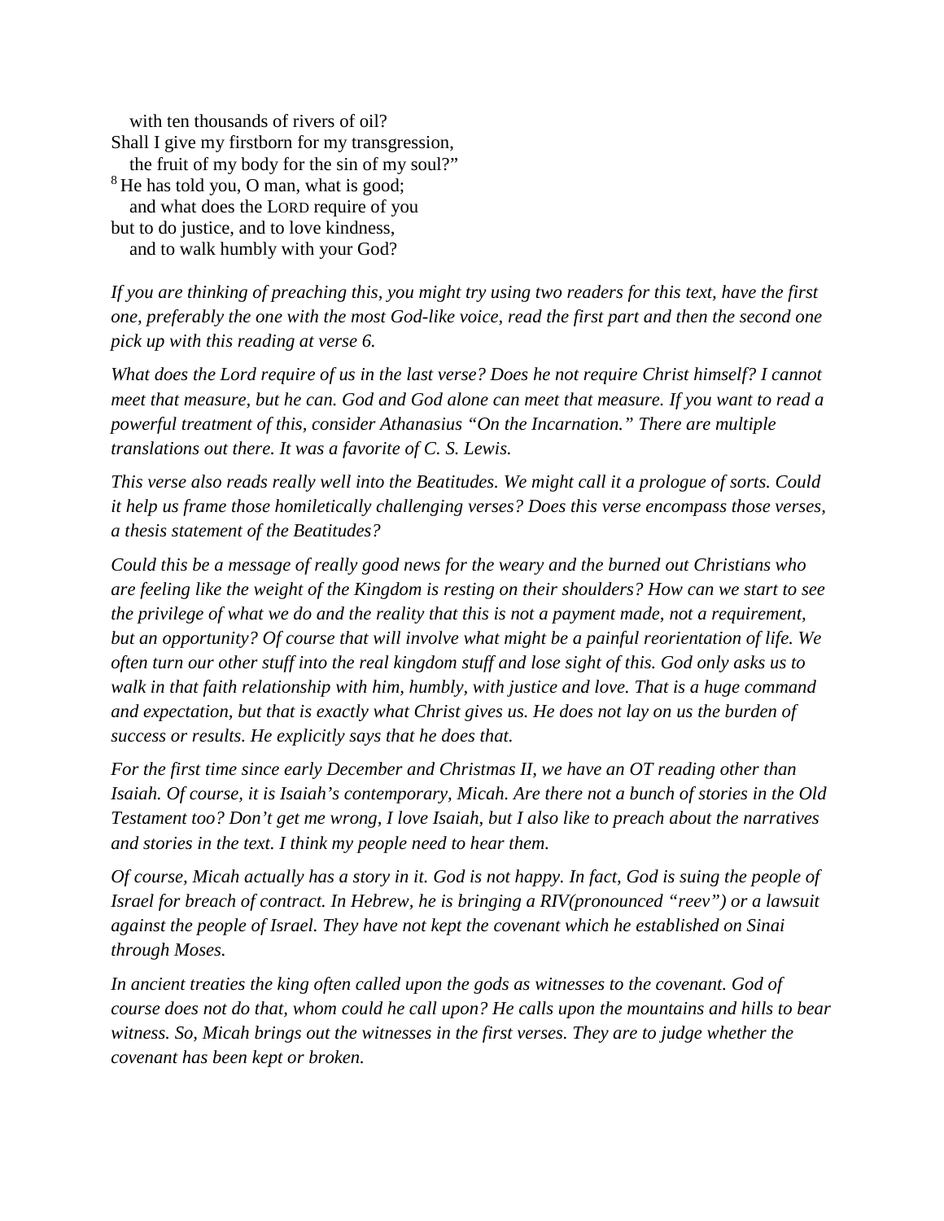with ten thousands of rivers of oil?  
Shall I give my firstborn for my transgression,  
the fruit of my body for the sin of my soul?"  
[8] He has told you, O man, what is good;  
and what does the LORD require of you  
but to do justice, and to love kindness,  
and to walk humbly with your God?

*If you are thinking of preaching this, you might try using two readers for this text, have the first one, preferably the one with the most God-like voice, read the first part and then the second one pick up with this reading at verse 6.*

*What does the Lord require of us in the last verse? Does he not require Christ himself? I cannot meet that measure, but he can. God and God alone can meet that measure. If you want to read a powerful treatment of this, consider Athanasius "On the Incarnation." There are multiple translations out there. It was a favorite of C. S. Lewis.*

*This verse also reads really well into the Beatitudes. We might call it a prologue of sorts. Could it help us frame those homiletically challenging verses? Does this verse encompass those verses, a thesis statement of the Beatitudes?*

*Could this be a message of really good news for the weary and the burned out Christians who are feeling like the weight of the Kingdom is resting on their shoulders? How can we start to see the privilege of what we do and the reality that this is not a payment made, not a requirement, but an opportunity? Of course that will involve what might be a painful reorientation of life. We often turn our other stuff into the real kingdom stuff and lose sight of this. God only asks us to walk in that faith relationship with him, humbly, with justice and love. That is a huge command and expectation, but that is exactly what Christ gives us. He does not lay on us the burden of success or results. He explicitly says that he does that.*

*For the first time since early December and Christmas II, we have an OT reading other than Isaiah. Of course, it is Isaiah's contemporary, Micah. Are there not a bunch of stories in the Old Testament too? Don't get me wrong, I love Isaiah, but I also like to preach about the narratives and stories in the text. I think my people need to hear them.*

*Of course, Micah actually has a story in it. God is not happy. In fact, God is suing the people of Israel for breach of contract. In Hebrew, he is bringing a RIV(pronounced "reev") or a lawsuit against the people of Israel. They have not kept the covenant which he established on Sinai through Moses.*

*In ancient treaties the king often called upon the gods as witnesses to the covenant. God of course does not do that, whom could he call upon? He calls upon the mountains and hills to bear witness. So, Micah brings out the witnesses in the first verses. They are to judge whether the covenant has been kept or broken.*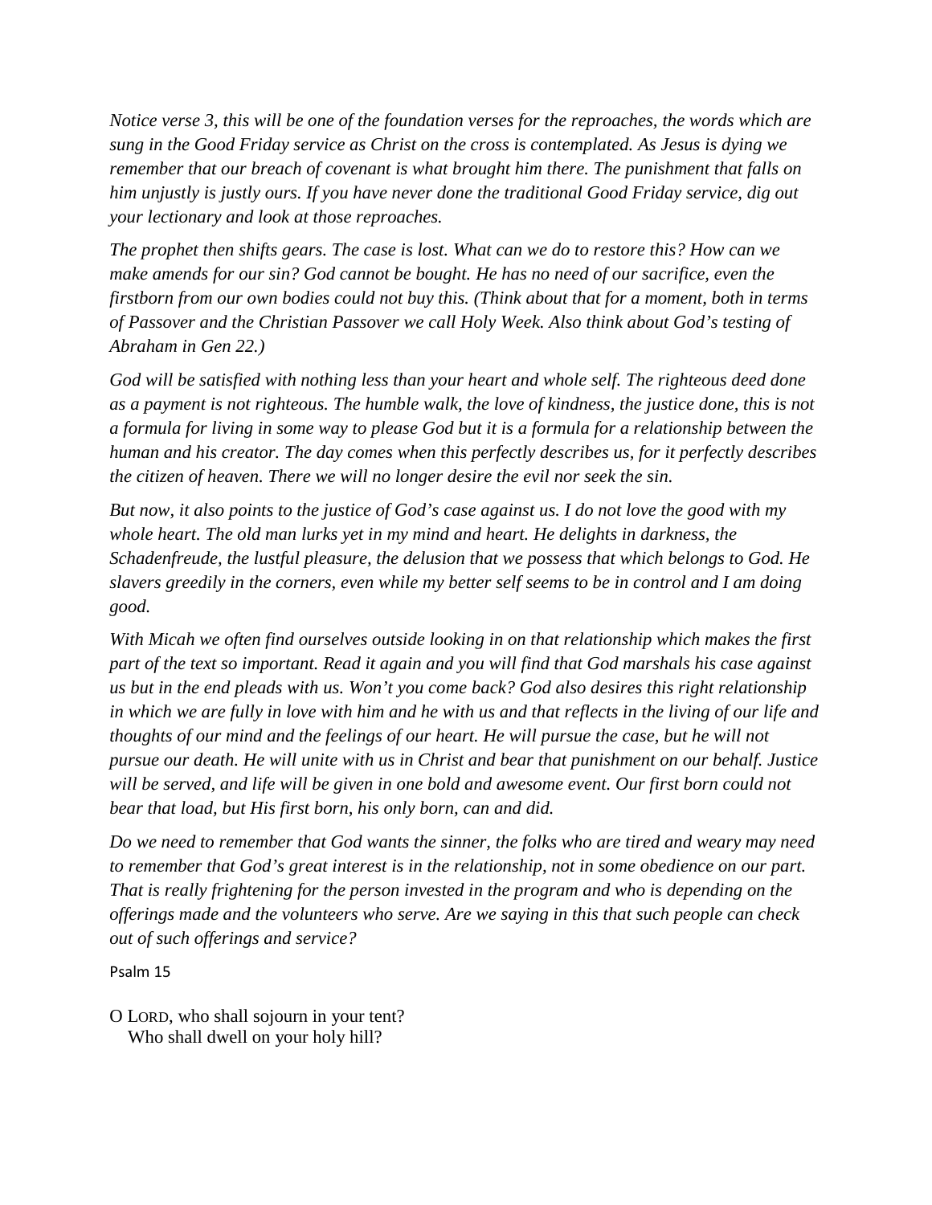*Notice verse 3, this will be one of the foundation verses for the reproaches, the words which are sung in the Good Friday service as Christ on the cross is contemplated. As Jesus is dying we remember that our breach of covenant is what brought him there. The punishment that falls on him unjustly is justly ours. If you have never done the traditional Good Friday service, dig out your lectionary and look at those reproaches.*

*The prophet then shifts gears. The case is lost. What can we do to restore this? How can we make amends for our sin? God cannot be bought. He has no need of our sacrifice, even the firstborn from our own bodies could not buy this. (Think about that for a moment, both in terms of Passover and the Christian Passover we call Holy Week. Also think about God's testing of Abraham in Gen 22.)*

*God will be satisfied with nothing less than your heart and whole self. The righteous deed done as a payment is not righteous. The humble walk, the love of kindness, the justice done, this is not a formula for living in some way to please God but it is a formula for a relationship between the human and his creator. The day comes when this perfectly describes us, for it perfectly describes the citizen of heaven. There we will no longer desire the evil nor seek the sin.*

*But now, it also points to the justice of God's case against us. I do not love the good with my whole heart. The old man lurks yet in my mind and heart. He delights in darkness, the Schadenfreude, the lustful pleasure, the delusion that we possess that which belongs to God. He slavers greedily in the corners, even while my better self seems to be in control and I am doing good.*

*With Micah we often find ourselves outside looking in on that relationship which makes the first part of the text so important. Read it again and you will find that God marshals his case against us but in the end pleads with us. Won't you come back? God also desires this right relationship in which we are fully in love with him and he with us and that reflects in the living of our life and thoughts of our mind and the feelings of our heart. He will pursue the case, but he will not pursue our death. He will unite with us in Christ and bear that punishment on our behalf. Justice will be served, and life will be given in one bold and awesome event. Our first born could not bear that load, but His first born, his only born, can and did.*

*Do we need to remember that God wants the sinner, the folks who are tired and weary may need to remember that God's great interest is in the relationship, not in some obedience on our part. That is really frightening for the person invested in the program and who is depending on the offerings made and the volunteers who serve. Are we saying in this that such people can check out of such offerings and service?*

Psalm 15

O LORD, who shall sojourn in your tent?
  Who shall dwell on your holy hill?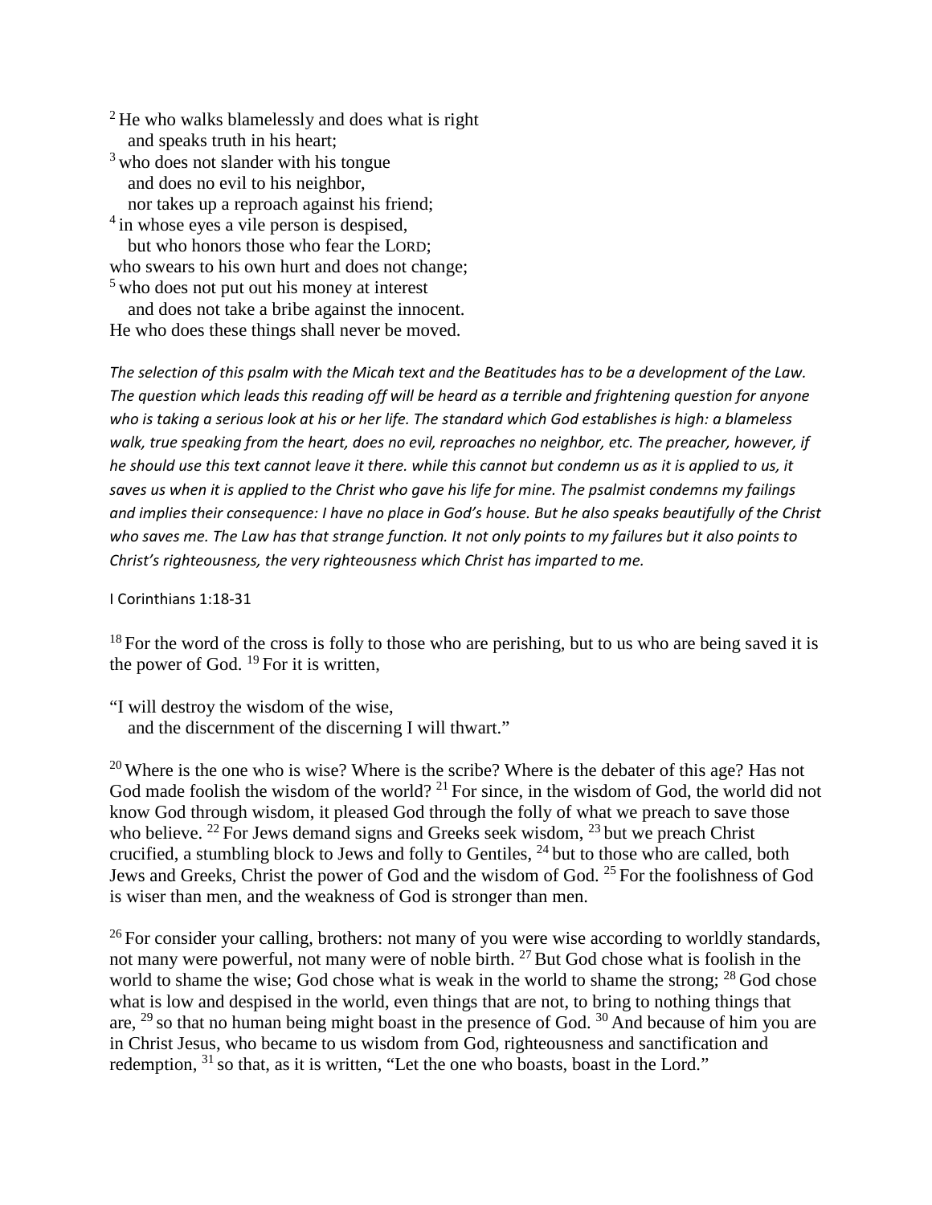[2] He who walks blamelessly and does what is right
   and speaks truth in his heart;
[3] who does not slander with his tongue
   and does no evil to his neighbor,
   nor takes up a reproach against his friend;
[4] in whose eyes a vile person is despised,
   but who honors those who fear the LORD;
who swears to his own hurt and does not change;
[5] who does not put out his money at interest
   and does not take a bribe against the innocent.
He who does these things shall never be moved.

*The selection of this psalm with the Micah text and the Beatitudes has to be a development of the Law. The question which leads this reading off will be heard as a terrible and frightening question for anyone who is taking a serious look at his or her life. The standard which God establishes is high: a blameless walk, true speaking from the heart, does no evil, reproaches no neighbor, etc. The preacher, however, if he should use this text cannot leave it there. while this cannot but condemn us as it is applied to us, it saves us when it is applied to the Christ who gave his life for mine. The psalmist condemns my failings and implies their consequence: I have no place in God's house. But he also speaks beautifully of the Christ who saves me. The Law has that strange function. It not only points to my failures but it also points to Christ's righteousness, the very righteousness which Christ has imparted to me.*

I Corinthians 1:18-31

[18] For the word of the cross is folly to those who are perishing, but to us who are being saved it is the power of God. [19] For it is written,

"I will destroy the wisdom of the wise,
   and the discernment of the discerning I will thwart."

[20] Where is the one who is wise? Where is the scribe? Where is the debater of this age? Has not God made foolish the wisdom of the world? [21] For since, in the wisdom of God, the world did not know God through wisdom, it pleased God through the folly of what we preach to save those who believe. [22] For Jews demand signs and Greeks seek wisdom, [23] but we preach Christ crucified, a stumbling block to Jews and folly to Gentiles, [24] but to those who are called, both Jews and Greeks, Christ the power of God and the wisdom of God. [25] For the foolishness of God is wiser than men, and the weakness of God is stronger than men.

[26] For consider your calling, brothers: not many of you were wise according to worldly standards, not many were powerful, not many were of noble birth. [27] But God chose what is foolish in the world to shame the wise; God chose what is weak in the world to shame the strong; [28] God chose what is low and despised in the world, even things that are not, to bring to nothing things that are, [29] so that no human being might boast in the presence of God. [30] And because of him you are in Christ Jesus, who became to us wisdom from God, righteousness and sanctification and redemption, [31] so that, as it is written, "Let the one who boasts, boast in the Lord."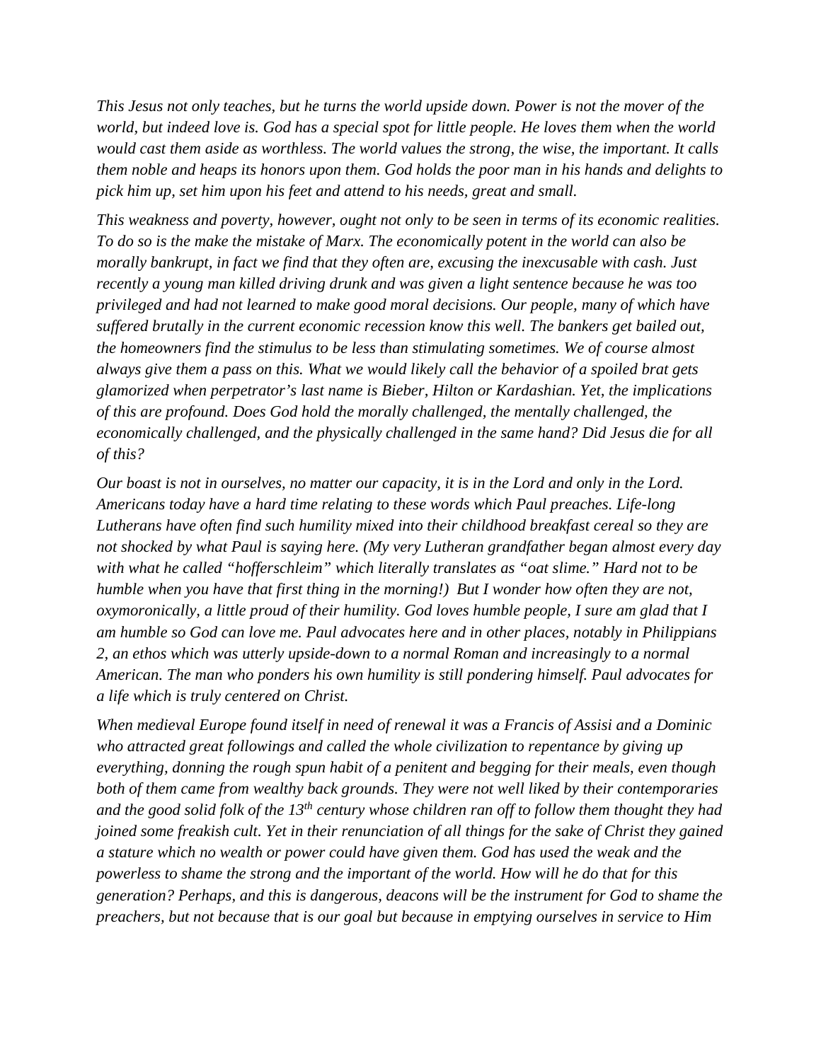*This Jesus not only teaches, but he turns the world upside down. Power is not the mover of the world, but indeed love is. God has a special spot for little people. He loves them when the world would cast them aside as worthless. The world values the strong, the wise, the important. It calls them noble and heaps its honors upon them. God holds the poor man in his hands and delights to pick him up, set him upon his feet and attend to his needs, great and small.*

*This weakness and poverty, however, ought not only to be seen in terms of its economic realities. To do so is the make the mistake of Marx. The economically potent in the world can also be morally bankrupt, in fact we find that they often are, excusing the inexcusable with cash. Just recently a young man killed driving drunk and was given a light sentence because he was too privileged and had not learned to make good moral decisions. Our people, many of which have suffered brutally in the current economic recession know this well. The bankers get bailed out, the homeowners find the stimulus to be less than stimulating sometimes. We of course almost always give them a pass on this. What we would likely call the behavior of a spoiled brat gets glamorized when perpetrator's last name is Bieber, Hilton or Kardashian. Yet, the implications of this are profound. Does God hold the morally challenged, the mentally challenged, the economically challenged, and the physically challenged in the same hand? Did Jesus die for all of this?*

*Our boast is not in ourselves, no matter our capacity, it is in the Lord and only in the Lord. Americans today have a hard time relating to these words which Paul preaches. Life-long Lutherans have often find such humility mixed into their childhood breakfast cereal so they are not shocked by what Paul is saying here. (My very Lutheran grandfather began almost every day with what he called "hofferschleim" which literally translates as "oat slime." Hard not to be humble when you have that first thing in the morning!) But I wonder how often they are not, oxymoronically, a little proud of their humility. God loves humble people, I sure am glad that I am humble so God can love me. Paul advocates here and in other places, notably in Philippians 2, an ethos which was utterly upside-down to a normal Roman and increasingly to a normal American. The man who ponders his own humility is still pondering himself. Paul advocates for a life which is truly centered on Christ.*

*When medieval Europe found itself in need of renewal it was a Francis of Assisi and a Dominic who attracted great followings and called the whole civilization to repentance by giving up everything, donning the rough spun habit of a penitent and begging for their meals, even though both of them came from wealthy back grounds. They were not well liked by their contemporaries and the good solid folk of the 13th century whose children ran off to follow them thought they had joined some freakish cult. Yet in their renunciation of all things for the sake of Christ they gained a stature which no wealth or power could have given them. God has used the weak and the powerless to shame the strong and the important of the world. How will he do that for this generation? Perhaps, and this is dangerous, deacons will be the instrument for God to shame the preachers, but not because that is our goal but because in emptying ourselves in service to Him*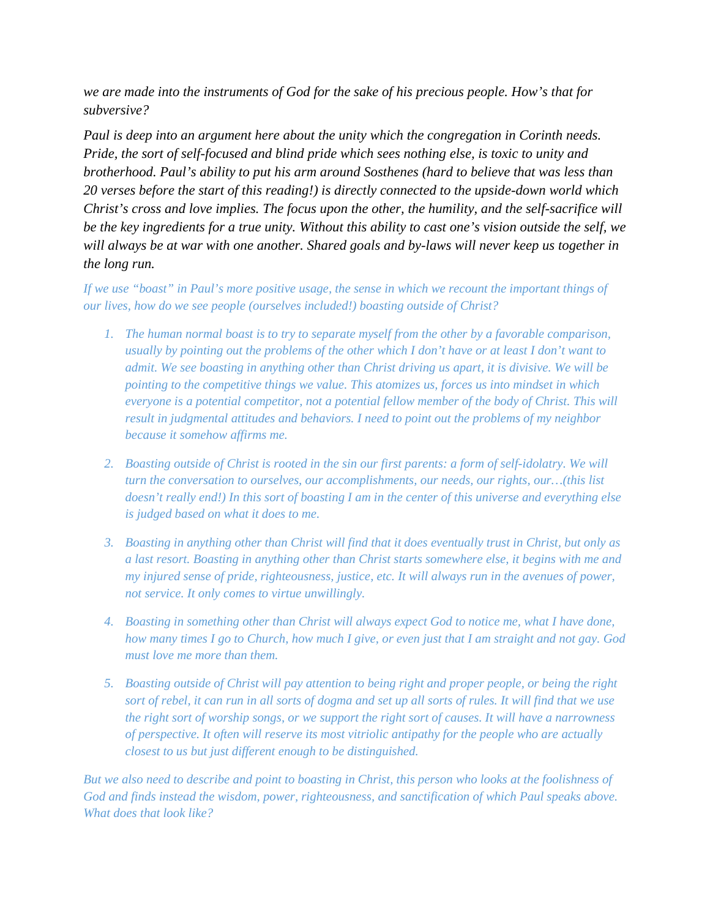*we are made into the instruments of God for the sake of his precious people. How's that for subversive?*

*Paul is deep into an argument here about the unity which the congregation in Corinth needs. Pride, the sort of self-focused and blind pride which sees nothing else, is toxic to unity and brotherhood. Paul's ability to put his arm around Sosthenes (hard to believe that was less than 20 verses before the start of this reading!) is directly connected to the upside-down world which Christ's cross and love implies. The focus upon the other, the humility, and the self-sacrifice will be the key ingredients for a true unity. Without this ability to cast one's vision outside the self, we will always be at war with one another. Shared goals and by-laws will never keep us together in the long run.*

*If we use "boast" in Paul's more positive usage, the sense in which we recount the important things of our lives, how do we see people (ourselves included!) boasting outside of Christ?*

1. *The human normal boast is to try to separate myself from the other by a favorable comparison, usually by pointing out the problems of the other which I don't have or at least I don't want to admit. We see boasting in anything other than Christ driving us apart, it is divisive. We will be pointing to the competitive things we value. This atomizes us, forces us into mindset in which everyone is a potential competitor, not a potential fellow member of the body of Christ. This will result in judgmental attitudes and behaviors. I need to point out the problems of my neighbor because it somehow affirms me.*

2. *Boasting outside of Christ is rooted in the sin our first parents: a form of self-idolatry. We will turn the conversation to ourselves, our accomplishments, our needs, our rights, our…(this list doesn't really end!) In this sort of boasting I am in the center of this universe and everything else is judged based on what it does to me.*

3. *Boasting in anything other than Christ will find that it does eventually trust in Christ, but only as a last resort. Boasting in anything other than Christ starts somewhere else, it begins with me and my injured sense of pride, righteousness, justice, etc. It will always run in the avenues of power, not service. It only comes to virtue unwillingly.*

4. *Boasting in something other than Christ will always expect God to notice me, what I have done, how many times I go to Church, how much I give, or even just that I am straight and not gay. God must love me more than them.*

5. *Boasting outside of Christ will pay attention to being right and proper people, or being the right sort of rebel, it can run in all sorts of dogma and set up all sorts of rules. It will find that we use the right sort of worship songs, or we support the right sort of causes. It will have a narrowness of perspective. It often will reserve its most vitriolic antipathy for the people who are actually closest to us but just different enough to be distinguished.*

*But we also need to describe and point to boasting in Christ, this person who looks at the foolishness of God and finds instead the wisdom, power, righteousness, and sanctification of which Paul speaks above. What does that look like?*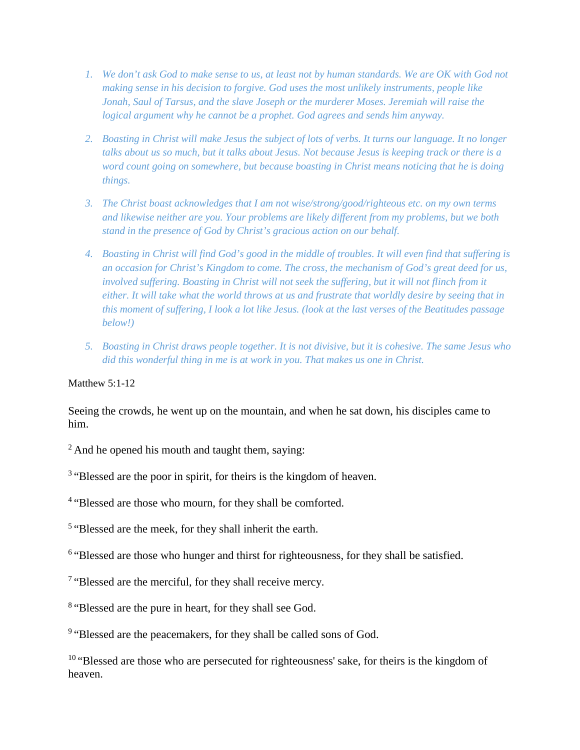1. *We don't ask God to make sense to us, at least not by human standards. We are OK with God not making sense in his decision to forgive. God uses the most unlikely instruments, people like Jonah, Saul of Tarsus, and the slave Joseph or the murderer Moses. Jeremiah will raise the logical argument why he cannot be a prophet. God agrees and sends him anyway.*

2. *Boasting in Christ will make Jesus the subject of lots of verbs. It turns our language. It no longer talks about us so much, but it talks about Jesus. Not because Jesus is keeping track or there is a word count going on somewhere, but because boasting in Christ means noticing that he is doing things.*

3. *The Christ boast acknowledges that I am not wise/strong/good/righteous etc. on my own terms and likewise neither are you. Your problems are likely different from my problems, but we both stand in the presence of God by Christ's gracious action on our behalf.*

4. *Boasting in Christ will find God's good in the middle of troubles. It will even find that suffering is an occasion for Christ's Kingdom to come. The cross, the mechanism of God's great deed for us, involved suffering. Boasting in Christ will not seek the suffering, but it will not flinch from it either. It will take what the world throws at us and frustrate that worldly desire by seeing that in this moment of suffering, I look a lot like Jesus. (look at the last verses of the Beatitudes passage below!)*

5. *Boasting in Christ draws people together. It is not divisive, but it is cohesive. The same Jesus who did this wonderful thing in me is at work in you. That makes us one in Christ.*

Matthew 5:1-12

Seeing the crowds, he went up on the mountain, and when he sat down, his disciples came to him.

[2] And he opened his mouth and taught them, saying:

[3] "Blessed are the poor in spirit, for theirs is the kingdom of heaven.

[4] "Blessed are those who mourn, for they shall be comforted.

[5] "Blessed are the meek, for they shall inherit the earth.

[6] "Blessed are those who hunger and thirst for righteousness, for they shall be satisfied.

[7] "Blessed are the merciful, for they shall receive mercy.

[8] "Blessed are the pure in heart, for they shall see God.

[9] "Blessed are the peacemakers, for they shall be called sons of God.

[10] "Blessed are those who are persecuted for righteousness' sake, for theirs is the kingdom of heaven.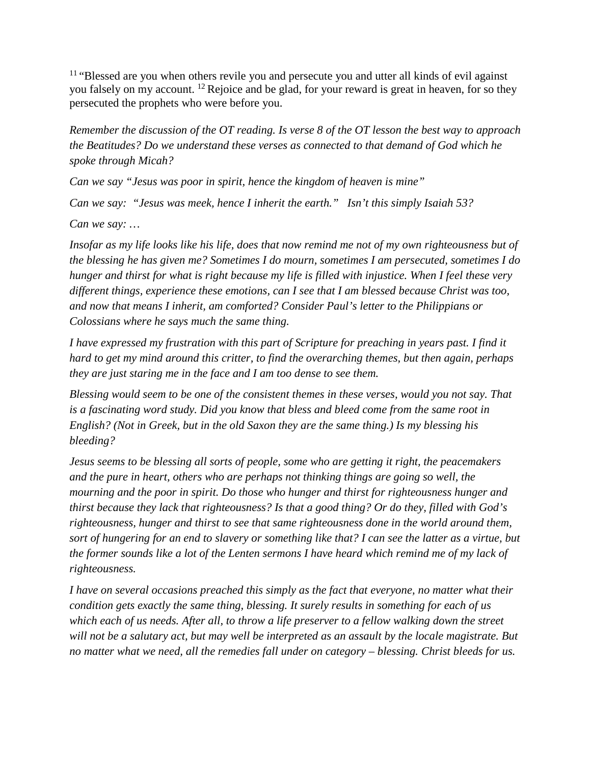[11] "Blessed are you when others revile you and persecute you and utter all kinds of evil against you falsely on my account. [12] Rejoice and be glad, for your reward is great in heaven, for so they persecuted the prophets who were before you.

*Remember the discussion of the OT reading. Is verse 8 of the OT lesson the best way to approach the Beatitudes? Do we understand these verses as connected to that demand of God which he spoke through Micah?*

*Can we say "Jesus was poor in spirit, hence the kingdom of heaven is mine"*

*Can we say: "Jesus was meek, hence I inherit the earth." Isn't this simply Isaiah 53?*

*Can we say: …*

*Insofar as my life looks like his life, does that now remind me not of my own righteousness but of the blessing he has given me? Sometimes I do mourn, sometimes I am persecuted, sometimes I do hunger and thirst for what is right because my life is filled with injustice. When I feel these very different things, experience these emotions, can I see that I am blessed because Christ was too, and now that means I inherit, am comforted? Consider Paul's letter to the Philippians or Colossians where he says much the same thing.*

*I have expressed my frustration with this part of Scripture for preaching in years past. I find it hard to get my mind around this critter, to find the overarching themes, but then again, perhaps they are just staring me in the face and I am too dense to see them.*

*Blessing would seem to be one of the consistent themes in these verses, would you not say. That is a fascinating word study. Did you know that bless and bleed come from the same root in English? (Not in Greek, but in the old Saxon they are the same thing.) Is my blessing his bleeding?*

*Jesus seems to be blessing all sorts of people, some who are getting it right, the peacemakers and the pure in heart, others who are perhaps not thinking things are going so well, the mourning and the poor in spirit. Do those who hunger and thirst for righteousness hunger and thirst because they lack that righteousness? Is that a good thing? Or do they, filled with God's righteousness, hunger and thirst to see that same righteousness done in the world around them, sort of hungering for an end to slavery or something like that? I can see the latter as a virtue, but the former sounds like a lot of the Lenten sermons I have heard which remind me of my lack of righteousness.*

*I have on several occasions preached this simply as the fact that everyone, no matter what their condition gets exactly the same thing, blessing. It surely results in something for each of us which each of us needs. After all, to throw a life preserver to a fellow walking down the street will not be a salutary act, but may well be interpreted as an assault by the locale magistrate. But no matter what we need, all the remedies fall under on category – blessing. Christ bleeds for us.*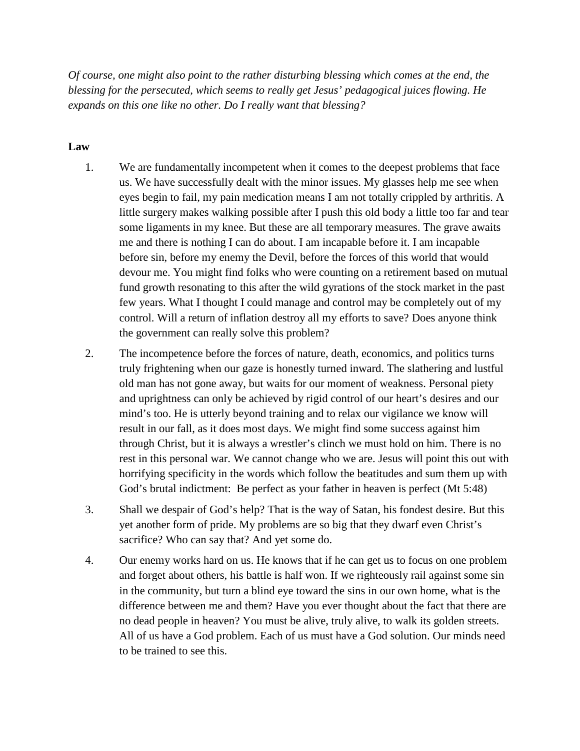*Of course, one might also point to the rather disturbing blessing which comes at the end, the blessing for the persecuted, which seems to really get Jesus' pedagogical juices flowing. He expands on this one like no other. Do I really want that blessing?*

**Law**

1. We are fundamentally incompetent when it comes to the deepest problems that face us. We have successfully dealt with the minor issues. My glasses help me see when eyes begin to fail, my pain medication means I am not totally crippled by arthritis. A little surgery makes walking possible after I push this old body a little too far and tear some ligaments in my knee. But these are all temporary measures. The grave awaits me and there is nothing I can do about. I am incapable before it. I am incapable before sin, before my enemy the Devil, before the forces of this world that would devour me. You might find folks who were counting on a retirement based on mutual fund growth resonating to this after the wild gyrations of the stock market in the past few years. What I thought I could manage and control may be completely out of my control. Will a return of inflation destroy all my efforts to save? Does anyone think the government can really solve this problem?

2. The incompetence before the forces of nature, death, economics, and politics turns truly frightening when our gaze is honestly turned inward. The slathering and lustful old man has not gone away, but waits for our moment of weakness. Personal piety and uprightness can only be achieved by rigid control of our heart's desires and our mind's too. He is utterly beyond training and to relax our vigilance we know will result in our fall, as it does most days. We might find some success against him through Christ, but it is always a wrestler's clinch we must hold on him. There is no rest in this personal war. We cannot change who we are. Jesus will point this out with horrifying specificity in the words which follow the beatitudes and sum them up with God's brutal indictment: Be perfect as your father in heaven is perfect (Mt 5:48)

3. Shall we despair of God's help? That is the way of Satan, his fondest desire. But this yet another form of pride. My problems are so big that they dwarf even Christ's sacrifice? Who can say that? And yet some do.

4. Our enemy works hard on us. He knows that if he can get us to focus on one problem and forget about others, his battle is half won. If we righteously rail against some sin in the community, but turn a blind eye toward the sins in our own home, what is the difference between me and them? Have you ever thought about the fact that there are no dead people in heaven? You must be alive, truly alive, to walk its golden streets. All of us have a God problem. Each of us must have a God solution. Our minds need to be trained to see this.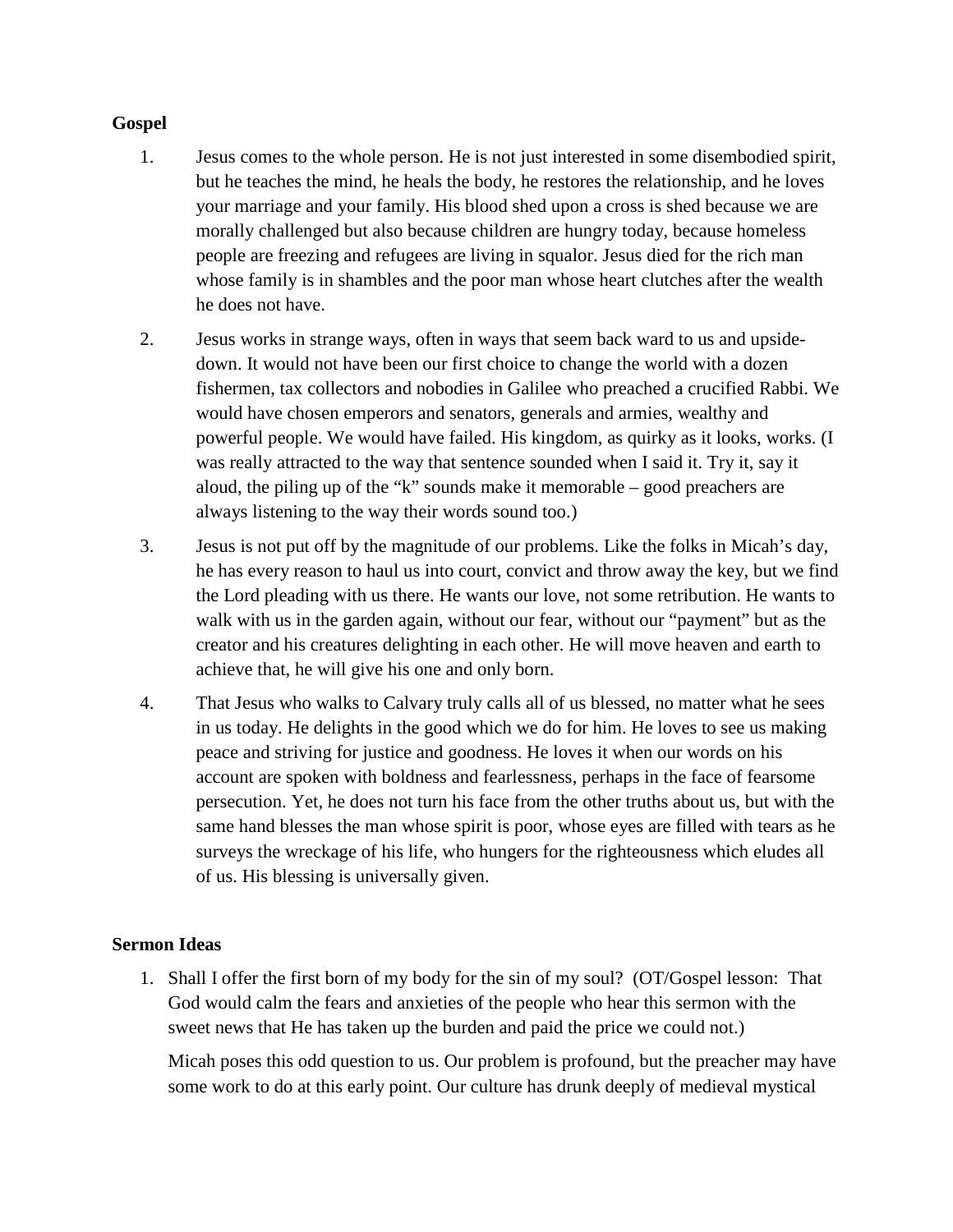**Gospel**

1. Jesus comes to the whole person. He is not just interested in some disembodied spirit, but he teaches the mind, he heals the body, he restores the relationship, and he loves your marriage and your family. His blood shed upon a cross is shed because we are morally challenged but also because children are hungry today, because homeless people are freezing and refugees are living in squalor. Jesus died for the rich man whose family is in shambles and the poor man whose heart clutches after the wealth he does not have.

2. Jesus works in strange ways, often in ways that seem back ward to us and upside-down. It would not have been our first choice to change the world with a dozen fishermen, tax collectors and nobodies in Galilee who preached a crucified Rabbi. We would have chosen emperors and senators, generals and armies, wealthy and powerful people. We would have failed. His kingdom, as quirky as it looks, works. (I was really attracted to the way that sentence sounded when I said it. Try it, say it aloud, the piling up of the "k" sounds make it memorable – good preachers are always listening to the way their words sound too.)

3. Jesus is not put off by the magnitude of our problems. Like the folks in Micah's day, he has every reason to haul us into court, convict and throw away the key, but we find the Lord pleading with us there. He wants our love, not some retribution. He wants to walk with us in the garden again, without our fear, without our "payment" but as the creator and his creatures delighting in each other. He will move heaven and earth to achieve that, he will give his one and only born.

4. That Jesus who walks to Calvary truly calls all of us blessed, no matter what he sees in us today. He delights in the good which we do for him. He loves to see us making peace and striving for justice and goodness. He loves it when our words on his account are spoken with boldness and fearlessness, perhaps in the face of fearsome persecution. Yet, he does not turn his face from the other truths about us, but with the same hand blesses the man whose spirit is poor, whose eyes are filled with tears as he surveys the wreckage of his life, who hungers for the righteousness which eludes all of us. His blessing is universally given.

**Sermon Ideas**

1. Shall I offer the first born of my body for the sin of my soul? (OT/Gospel lesson: That God would calm the fears and anxieties of the people who hear this sermon with the sweet news that He has taken up the burden and paid the price we could not.)

   Micah poses this odd question to us. Our problem is profound, but the preacher may have some work to do at this early point. Our culture has drunk deeply of medieval mystical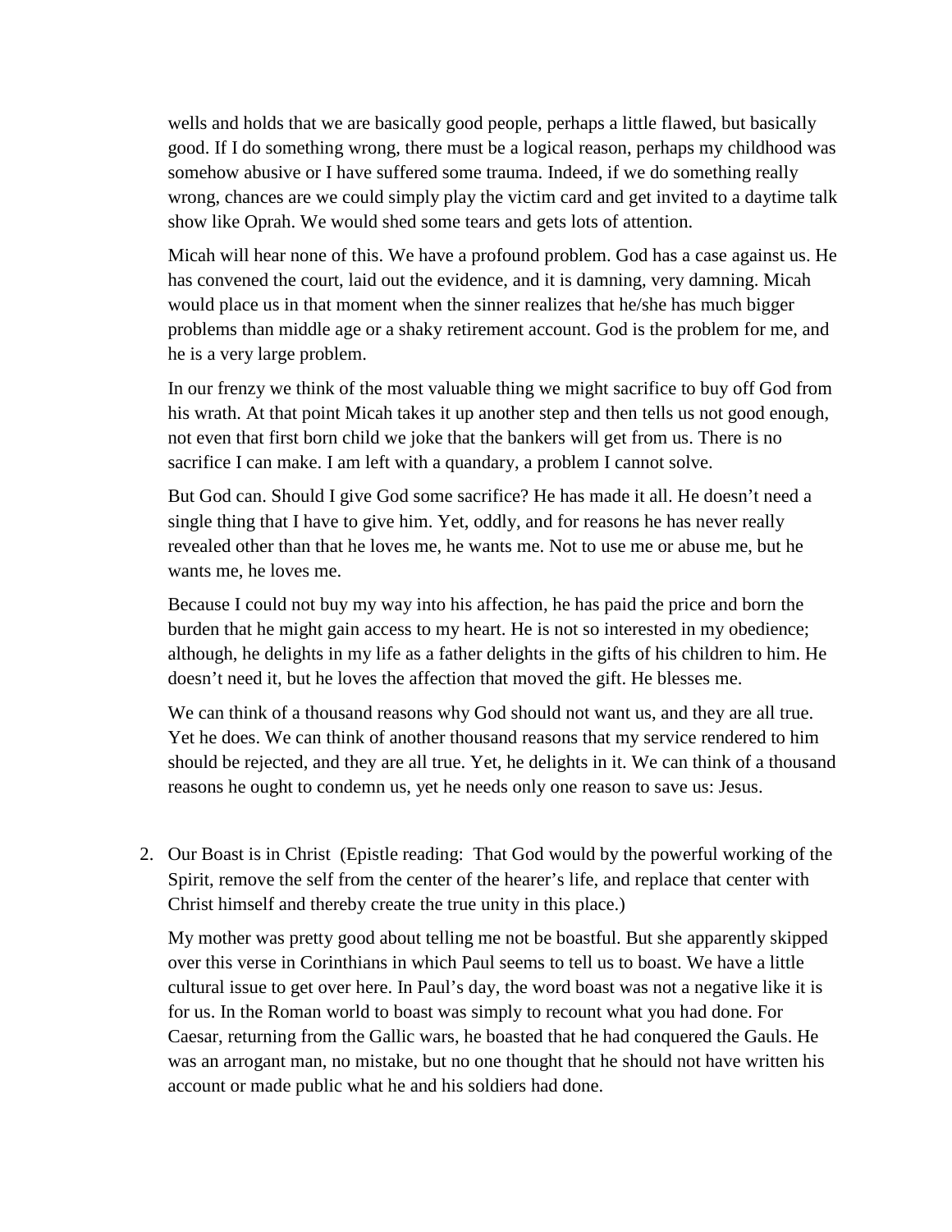wells and holds that we are basically good people, perhaps a little flawed, but basically good. If I do something wrong, there must be a logical reason, perhaps my childhood was somehow abusive or I have suffered some trauma. Indeed, if we do something really wrong, chances are we could simply play the victim card and get invited to a daytime talk show like Oprah. We would shed some tears and gets lots of attention.

Micah will hear none of this. We have a profound problem. God has a case against us. He has convened the court, laid out the evidence, and it is damning, very damning. Micah would place us in that moment when the sinner realizes that he/she has much bigger problems than middle age or a shaky retirement account. God is the problem for me, and he is a very large problem.

In our frenzy we think of the most valuable thing we might sacrifice to buy off God from his wrath. At that point Micah takes it up another step and then tells us not good enough, not even that first born child we joke that the bankers will get from us. There is no sacrifice I can make. I am left with a quandary, a problem I cannot solve.

But God can. Should I give God some sacrifice? He has made it all. He doesn't need a single thing that I have to give him. Yet, oddly, and for reasons he has never really revealed other than that he loves me, he wants me. Not to use me or abuse me, but he wants me, he loves me.

Because I could not buy my way into his affection, he has paid the price and born the burden that he might gain access to my heart. He is not so interested in my obedience; although, he delights in my life as a father delights in the gifts of his children to him. He doesn't need it, but he loves the affection that moved the gift. He blesses me.

We can think of a thousand reasons why God should not want us, and they are all true. Yet he does. We can think of another thousand reasons that my service rendered to him should be rejected, and they are all true. Yet, he delights in it. We can think of a thousand reasons he ought to condemn us, yet he needs only one reason to save us: Jesus.

2. Our Boast is in Christ (Epistle reading: That God would by the powerful working of the Spirit, remove the self from the center of the hearer's life, and replace that center with Christ himself and thereby create the true unity in this place.)

   My mother was pretty good about telling me not be boastful. But she apparently skipped over this verse in Corinthians in which Paul seems to tell us to boast. We have a little cultural issue to get over here. In Paul's day, the word boast was not a negative like it is for us. In the Roman world to boast was simply to recount what you had done. For Caesar, returning from the Gallic wars, he boasted that he had conquered the Gauls. He was an arrogant man, no mistake, but no one thought that he should not have written his account or made public what he and his soldiers had done.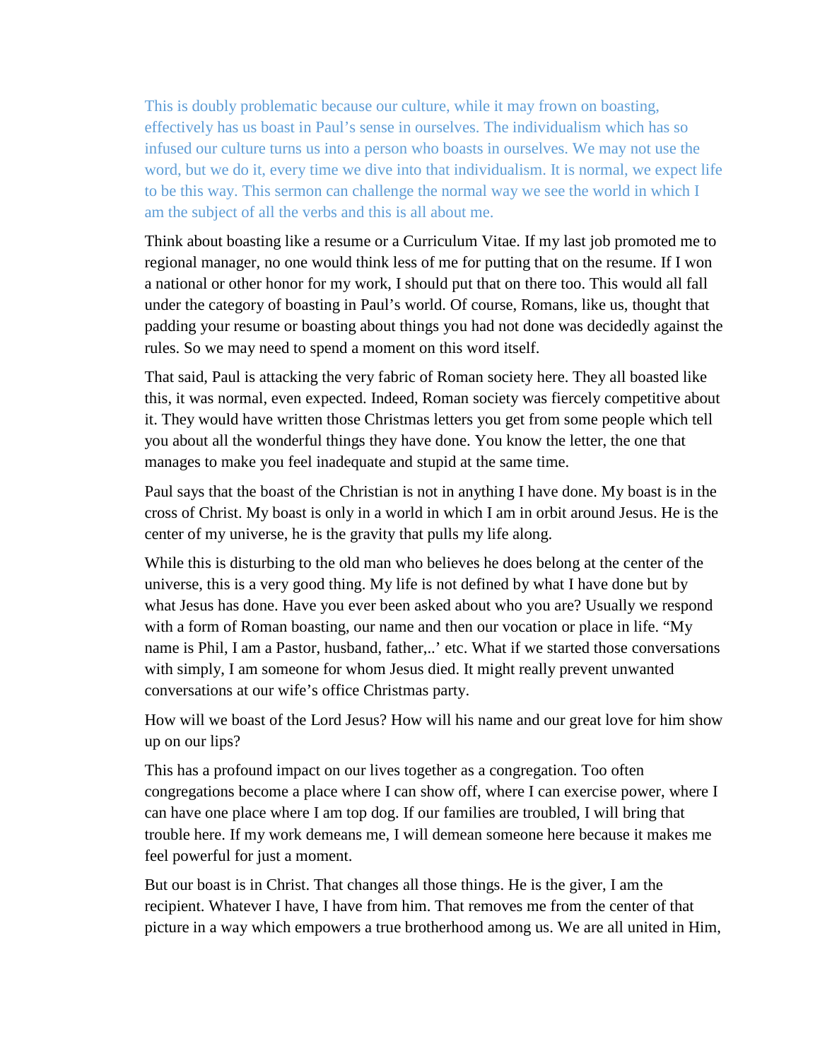This is doubly problematic because our culture, while it may frown on boasting, effectively has us boast in Paul's sense in ourselves. The individualism which has so infused our culture turns us into a person who boasts in ourselves. We may not use the word, but we do it, every time we dive into that individualism. It is normal, we expect life to be this way. This sermon can challenge the normal way we see the world in which I am the subject of all the verbs and this is all about me.

Think about boasting like a resume or a Curriculum Vitae. If my last job promoted me to regional manager, no one would think less of me for putting that on the resume. If I won a national or other honor for my work, I should put that on there too. This would all fall under the category of boasting in Paul's world. Of course, Romans, like us, thought that padding your resume or boasting about things you had not done was decidedly against the rules. So we may need to spend a moment on this word itself.

That said, Paul is attacking the very fabric of Roman society here. They all boasted like this, it was normal, even expected. Indeed, Roman society was fiercely competitive about it. They would have written those Christmas letters you get from some people which tell you about all the wonderful things they have done. You know the letter, the one that manages to make you feel inadequate and stupid at the same time.

Paul says that the boast of the Christian is not in anything I have done. My boast is in the cross of Christ. My boast is only in a world in which I am in orbit around Jesus. He is the center of my universe, he is the gravity that pulls my life along.

While this is disturbing to the old man who believes he does belong at the center of the universe, this is a very good thing. My life is not defined by what I have done but by what Jesus has done. Have you ever been asked about who you are? Usually we respond with a form of Roman boasting, our name and then our vocation or place in life. "My name is Phil, I am a Pastor, husband, father,..' etc. What if we started those conversations with simply, I am someone for whom Jesus died. It might really prevent unwanted conversations at our wife's office Christmas party.

How will we boast of the Lord Jesus? How will his name and our great love for him show up on our lips?

This has a profound impact on our lives together as a congregation. Too often congregations become a place where I can show off, where I can exercise power, where I can have one place where I am top dog. If our families are troubled, I will bring that trouble here. If my work demeans me, I will demean someone here because it makes me feel powerful for just a moment.

But our boast is in Christ. That changes all those things. He is the giver, I am the recipient. Whatever I have, I have from him. That removes me from the center of that picture in a way which empowers a true brotherhood among us. We are all united in Him,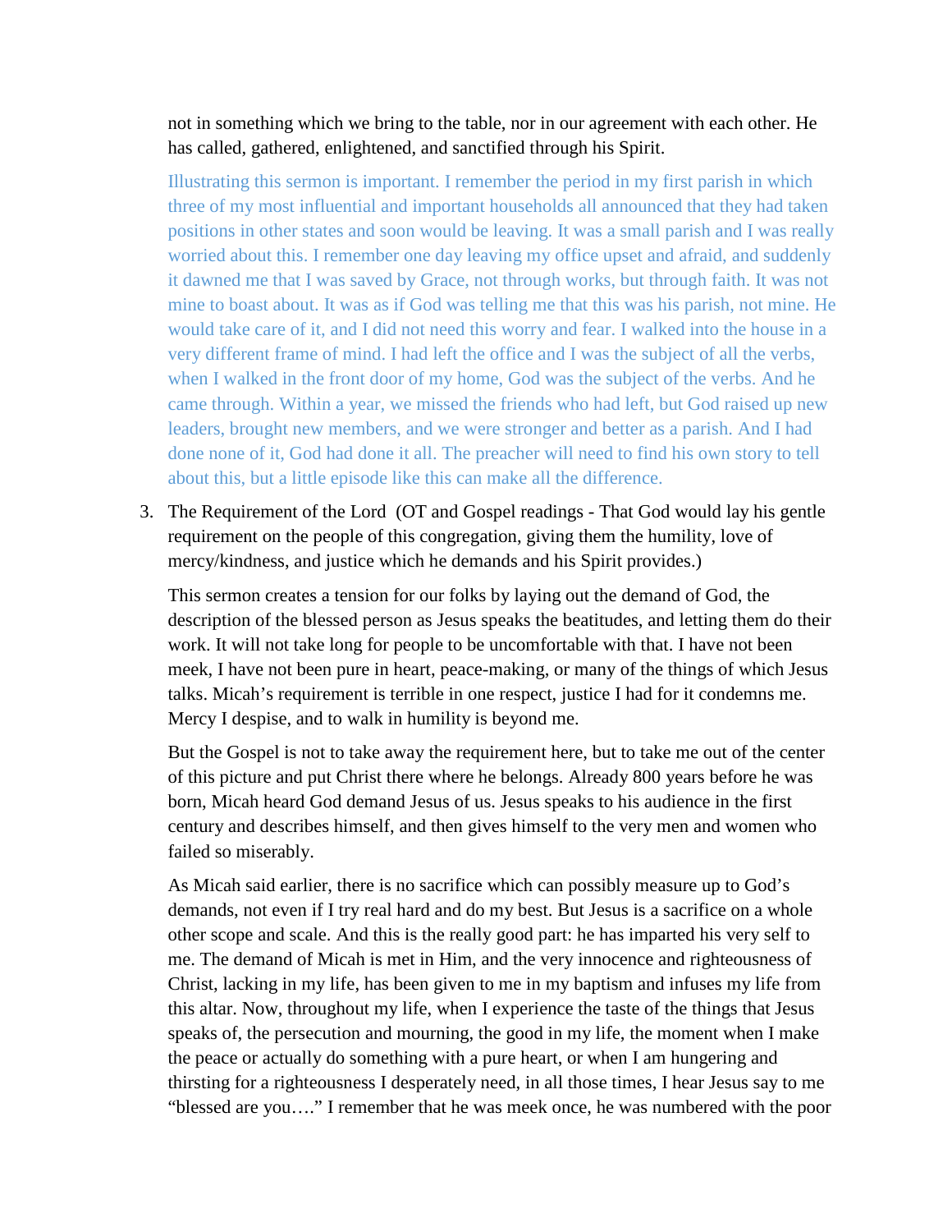not in something which we bring to the table, nor in our agreement with each other. He has called, gathered, enlightened, and sanctified through his Spirit.

Illustrating this sermon is important. I remember the period in my first parish in which three of my most influential and important households all announced that they had taken positions in other states and soon would be leaving. It was a small parish and I was really worried about this. I remember one day leaving my office upset and afraid, and suddenly it dawned me that I was saved by Grace, not through works, but through faith. It was not mine to boast about. It was as if God was telling me that this was his parish, not mine. He would take care of it, and I did not need this worry and fear. I walked into the house in a very different frame of mind. I had left the office and I was the subject of all the verbs, when I walked in the front door of my home, God was the subject of the verbs. And he came through. Within a year, we missed the friends who had left, but God raised up new leaders, brought new members, and we were stronger and better as a parish. And I had done none of it, God had done it all. The preacher will need to find his own story to tell about this, but a little episode like this can make all the difference.

3. The Requirement of the Lord (OT and Gospel readings - That God would lay his gentle requirement on the people of this congregation, giving them the humility, love of mercy/kindness, and justice which he demands and his Spirit provides.)

   This sermon creates a tension for our folks by laying out the demand of God, the description of the blessed person as Jesus speaks the beatitudes, and letting them do their work. It will not take long for people to be uncomfortable with that. I have not been meek, I have not been pure in heart, peace-making, or many of the things of which Jesus talks. Micah's requirement is terrible in one respect, justice I had for it condemns me. Mercy I despise, and to walk in humility is beyond me.

   But the Gospel is not to take away the requirement here, but to take me out of the center of this picture and put Christ there where he belongs. Already 800 years before he was born, Micah heard God demand Jesus of us. Jesus speaks to his audience in the first century and describes himself, and then gives himself to the very men and women who failed so miserably.

   As Micah said earlier, there is no sacrifice which can possibly measure up to God's demands, not even if I try real hard and do my best. But Jesus is a sacrifice on a whole other scope and scale. And this is the really good part: he has imparted his very self to me. The demand of Micah is met in Him, and the very innocence and righteousness of Christ, lacking in my life, has been given to me in my baptism and infuses my life from this altar. Now, throughout my life, when I experience the taste of the things that Jesus speaks of, the persecution and mourning, the good in my life, the moment when I make the peace or actually do something with a pure heart, or when I am hungering and thirsting for a righteousness I desperately need, in all those times, I hear Jesus say to me "blessed are you…." I remember that he was meek once, he was numbered with the poor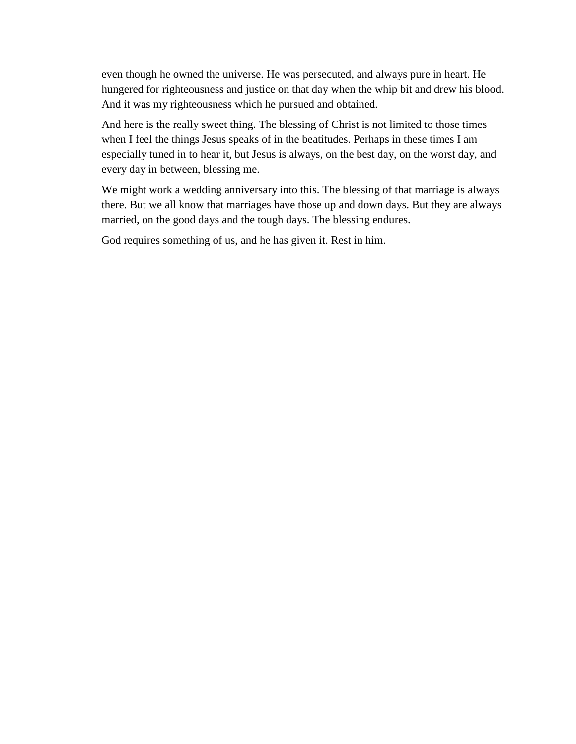even though he owned the universe. He was persecuted, and always pure in heart. He hungered for righteousness and justice on that day when the whip bit and drew his blood. And it was my righteousness which he pursued and obtained.

And here is the really sweet thing. The blessing of Christ is not limited to those times when I feel the things Jesus speaks of in the beatitudes. Perhaps in these times I am especially tuned in to hear it, but Jesus is always, on the best day, on the worst day, and every day in between, blessing me.

We might work a wedding anniversary into this. The blessing of that marriage is always there. But we all know that marriages have those up and down days. But they are always married, on the good days and the tough days. The blessing endures.

God requires something of us, and he has given it. Rest in him.